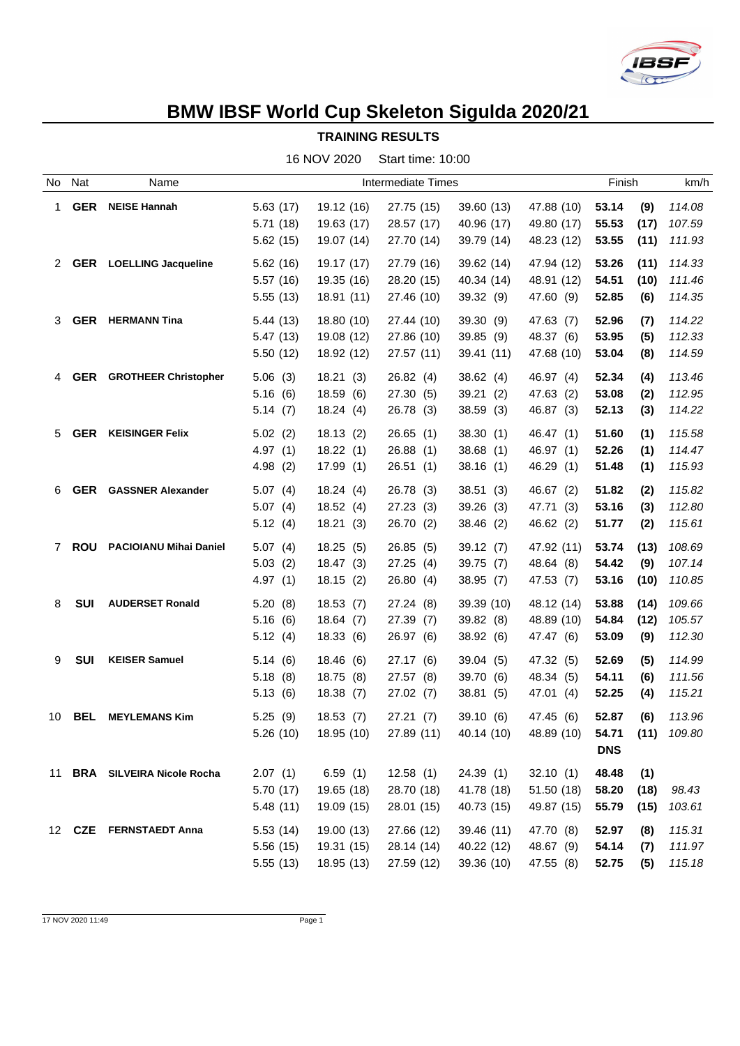# BMW IBSF World Cup Skeleton Sigulda 2020/21

**TRAINING RESULTS**

16 NOV 2020 Start time: 10:00

| No | Nat | Name | Intermediate Times | | | | | Finish | | km/h |
|---|---|---|---|---|---|---|---|---|---|---|
| 1 | **GER** | **NEISE Hannah** | 5.63 (17) | 19.12 (16) | 27.75 (15) | 39.60 (13) | 47.88 (10) | **53.14** | **(9)** | *114.08* |
| | | | 5.71 (18) | 19.63 (17) | 28.57 (17) | 40.96 (17) | 49.80 (17) | **55.53** | **(17)** | *107.59* |
| | | | 5.62 (15) | 19.07 (14) | 27.70 (14) | 39.79 (14) | 48.23 (12) | **53.55** | **(11)** | *111.93* |
| 2 | **GER** | **LOELLING Jacqueline** | 5.62 (16) | 19.17 (17) | 27.79 (16) | 39.62 (14) | 47.94 (12) | **53.26** | **(11)** | *114.33* |
| | | | 5.57 (16) | 19.35 (16) | 28.20 (15) | 40.34 (14) | 48.91 (12) | **54.51** | **(10)** | *111.46* |
| | | | 5.55 (13) | 18.91 (11) | 27.46 (10) | 39.32 (9) | 47.60 (9) | **52.85** | **(6)** | *114.35* |
| 3 | **GER** | **HERMANN Tina** | 5.44 (13) | 18.80 (10) | 27.44 (10) | 39.30 (9) | 47.63 (7) | **52.96** | **(7)** | *114.22* |
| | | | 5.47 (13) | 19.08 (12) | 27.86 (10) | 39.85 (9) | 48.37 (6) | **53.95** | **(5)** | *112.33* |
| | | | 5.50 (12) | 18.92 (12) | 27.57 (11) | 39.41 (11) | 47.68 (10) | **53.04** | **(8)** | *114.59* |
| 4 | **GER** | **GROTHEER Christopher** | 5.06 (3) | 18.21 (3) | 26.82 (4) | 38.62 (4) | 46.97 (4) | **52.34** | **(4)** | *113.46* |
| | | | 5.16 (6) | 18.59 (6) | 27.30 (5) | 39.21 (2) | 47.63 (2) | **53.08** | **(2)** | *112.95* |
| | | | 5.14 (7) | 18.24 (4) | 26.78 (3) | 38.59 (3) | 46.87 (3) | **52.13** | **(3)** | *114.22* |
| 5 | **GER** | **KEISINGER Felix** | 5.02 (2) | 18.13 (2) | 26.65 (1) | 38.30 (1) | 46.47 (1) | **51.60** | **(1)** | *115.58* |
| | | | 4.97 (1) | 18.22 (1) | 26.88 (1) | 38.68 (1) | 46.97 (1) | **52.26** | **(1)** | *114.47* |
| | | | 4.98 (2) | 17.99 (1) | 26.51 (1) | 38.16 (1) | 46.29 (1) | **51.48** | **(1)** | *115.93* |
| 6 | **GER** | **GASSNER Alexander** | 5.07 (4) | 18.24 (4) | 26.78 (3) | 38.51 (3) | 46.67 (2) | **51.82** | **(2)** | *115.82* |
| | | | 5.07 (4) | 18.52 (4) | 27.23 (3) | 39.26 (3) | 47.71 (3) | **53.16** | **(3)** | *112.80* |
| | | | 5.12 (4) | 18.21 (3) | 26.70 (2) | 38.46 (2) | 46.62 (2) | **51.77** | **(2)** | *115.61* |
| 7 | **ROU** | **PACIOIANU Mihai Daniel** | 5.07 (4) | 18.25 (5) | 26.85 (5) | 39.12 (7) | 47.92 (11) | **53.74** | **(13)** | *108.69* |
| | | | 5.03 (2) | 18.47 (3) | 27.25 (4) | 39.75 (7) | 48.64 (8) | **54.42** | **(9)** | *107.14* |
| | | | 4.97 (1) | 18.15 (2) | 26.80 (4) | 38.95 (7) | 47.53 (7) | **53.16** | **(10)** | *110.85* |
| 8 | **SUI** | **AUDERSET Ronald** | 5.20 (8) | 18.53 (7) | 27.24 (8) | 39.39 (10) | 48.12 (14) | **53.88** | **(14)** | *109.66* |
| | | | 5.16 (6) | 18.64 (7) | 27.39 (7) | 39.82 (8) | 48.89 (10) | **54.84** | **(12)** | *105.57* |
| | | | 5.12 (4) | 18.33 (6) | 26.97 (6) | 38.92 (6) | 47.47 (6) | **53.09** | **(9)** | *112.30* |
| 9 | **SUI** | **KEISER Samuel** | 5.14 (6) | 18.46 (6) | 27.17 (6) | 39.04 (5) | 47.32 (5) | **52.69** | **(5)** | *114.99* |
| | | | 5.18 (8) | 18.75 (8) | 27.57 (8) | 39.70 (6) | 48.34 (5) | **54.11** | **(6)** | *111.56* |
| | | | 5.13 (6) | 18.38 (7) | 27.02 (7) | 38.81 (5) | 47.01 (4) | **52.25** | **(4)** | *115.21* |
| 10 | **BEL** | **MEYLEMANS Kim** | 5.25 (9) | 18.53 (7) | 27.21 (7) | 39.10 (6) | 47.45 (6) | **52.87** | **(6)** | *113.96* |
| | | | 5.26 (10) | 18.95 (10) | 27.89 (11) | 40.14 (10) | 48.89 (10) | **54.71** | **(11)** | *109.80* |
| | | | | | | | | **DNS** | | |
| 11 | **BRA** | **SILVEIRA Nicole Rocha** | 2.07 (1) | 6.59 (1) | 12.58 (1) | 24.39 (1) | 32.10 (1) | **48.48** | **(1)** | |
| | | | 5.70 (17) | 19.65 (18) | 28.70 (18) | 41.78 (18) | 51.50 (18) | **58.20** | **(18)** | *98.43* |
| | | | 5.48 (11) | 19.09 (15) | 28.01 (15) | 40.73 (15) | 49.87 (15) | **55.79** | **(15)** | *103.61* |
| 12 | **CZE** | **FERNSTAEDT Anna** | 5.53 (14) | 19.00 (13) | 27.66 (12) | 39.46 (11) | 47.70 (8) | **52.97** | **(8)** | *115.31* |
| | | | 5.56 (15) | 19.31 (15) | 28.14 (14) | 40.22 (12) | 48.67 (9) | **54.14** | **(7)** | *111.97* |
| | | | 5.55 (13) | 18.95 (13) | 27.59 (12) | 39.36 (10) | 47.55 (8) | **52.75** | **(5)** | *115.18* |

17 NOV 2020 11:49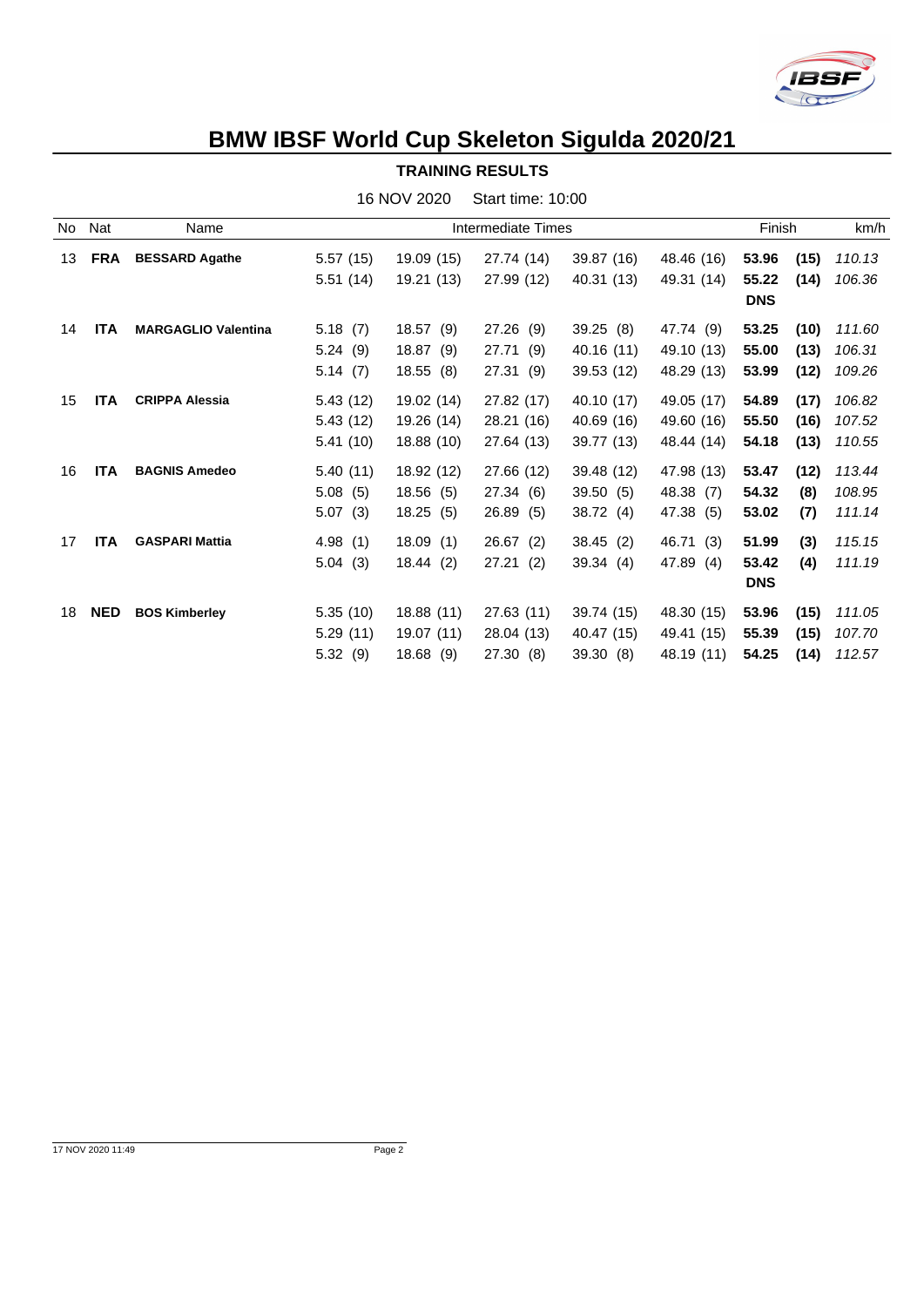# BMW IBSF World Cup Skeleton Sigulda 2020/21

## TRAINING RESULTS

16 NOV 2020 Start time: 10:00

| No | Nat | Name | Intermediate Times | | | | | Finish | | km/h |
|---|---|---|---|---|---|---|---|---|---|---|
| 13 | FRA | BESSARD Agathe | 5.57 (15) | 19.09 (15) | 27.74 (14) | 39.87 (16) | 48.46 (16) | **53.96** | **(15)** | *110.13* |
| | | | 5.51 (14) | 19.21 (13) | 27.99 (12) | 40.31 (13) | 49.31 (14) | **55.22** | **(14)** | *106.36* |
| | | | | | | | | **DNS** | | |
| 14 | ITA | MARGAGLIO Valentina | 5.18 (7) | 18.57 (9) | 27.26 (9) | 39.25 (8) | 47.74 (9) | **53.25** | **(10)** | *111.60* |
| | | | 5.24 (9) | 18.87 (9) | 27.71 (9) | 40.16 (11) | 49.10 (13) | **55.00** | **(13)** | *106.31* |
| | | | 5.14 (7) | 18.55 (8) | 27.31 (9) | 39.53 (12) | 48.29 (13) | **53.99** | **(12)** | *109.26* |
| 15 | ITA | CRIPPA Alessia | 5.43 (12) | 19.02 (14) | 27.82 (17) | 40.10 (17) | 49.05 (17) | **54.89** | **(17)** | *106.82* |
| | | | 5.43 (12) | 19.26 (14) | 28.21 (16) | 40.69 (16) | 49.60 (16) | **55.50** | **(16)** | *107.52* |
| | | | 5.41 (10) | 18.88 (10) | 27.64 (13) | 39.77 (13) | 48.44 (14) | **54.18** | **(13)** | *110.55* |
| 16 | ITA | BAGNIS Amedeo | 5.40 (11) | 18.92 (12) | 27.66 (12) | 39.48 (12) | 47.98 (13) | **53.47** | **(12)** | *113.44* |
| | | | 5.08 (5) | 18.56 (5) | 27.34 (6) | 39.50 (5) | 48.38 (7) | **54.32** | **(8)** | *108.95* |
| | | | 5.07 (3) | 18.25 (5) | 26.89 (5) | 38.72 (4) | 47.38 (5) | **53.02** | **(7)** | *111.14* |
| 17 | ITA | GASPARI Mattia | 4.98 (1) | 18.09 (1) | 26.67 (2) | 38.45 (2) | 46.71 (3) | **51.99** | **(3)** | *115.15* |
| | | | 5.04 (3) | 18.44 (2) | 27.21 (2) | 39.34 (4) | 47.89 (4) | **53.42** | **(4)** | *111.19* |
| | | | | | | | | **DNS** | | |
| 18 | NED | BOS Kimberley | 5.35 (10) | 18.88 (11) | 27.63 (11) | 39.74 (15) | 48.30 (15) | **53.96** | **(15)** | *111.05* |
| | | | 5.29 (11) | 19.07 (11) | 28.04 (13) | 40.47 (15) | 49.41 (15) | **55.39** | **(15)** | *107.70* |
| | | | 5.32 (9) | 18.68 (9) | 27.30 (8) | 39.30 (8) | 48.19 (11) | **54.25** | **(14)** | *112.57* |

17 NOV 2020 11:49